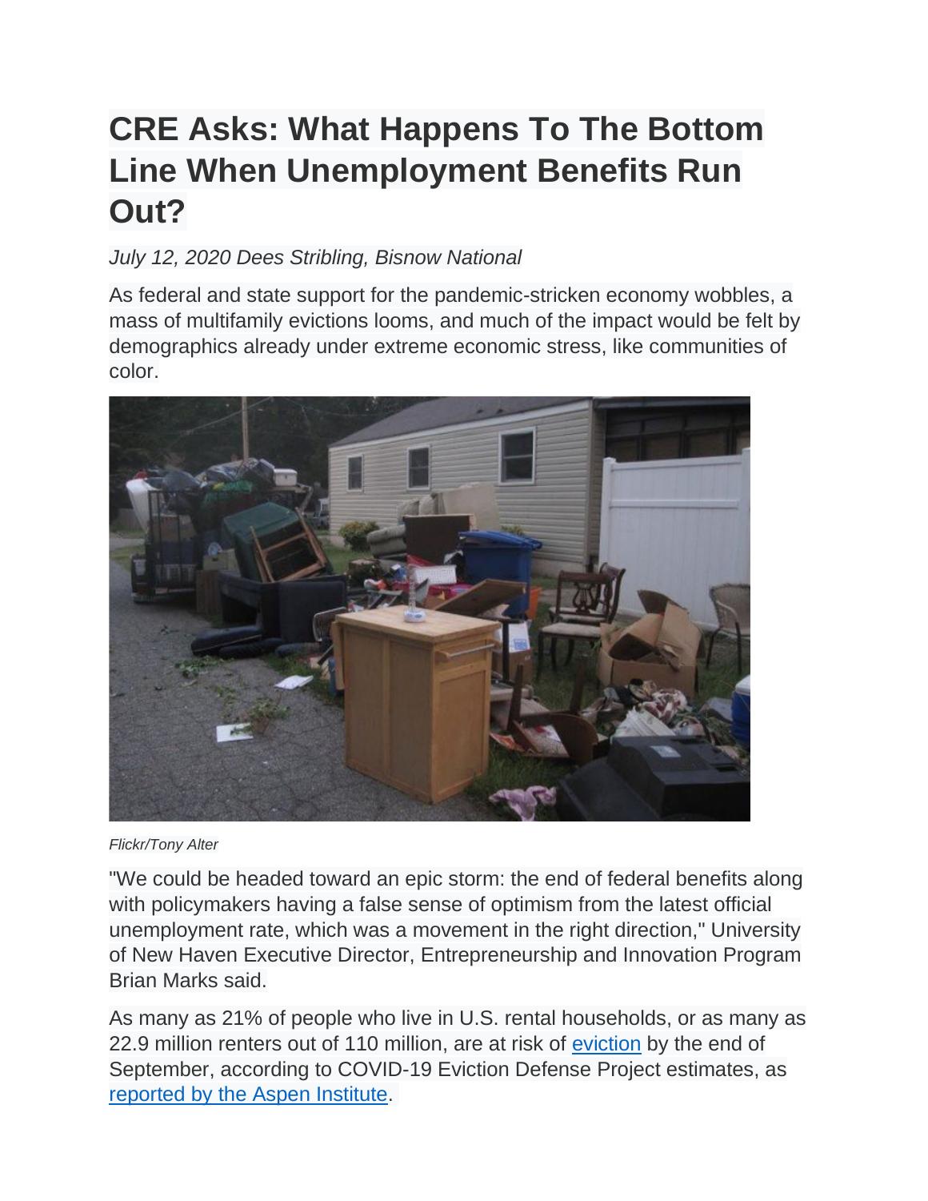# CRE Asks: What Happens To The Bottom Line When Unemployment Benefits Run Out?

*July 12, 2020 Dees Stribling, Bisnow National*

As federal and state support for the pandemic-stricken economy wobbles, a mass of multifamily evictions looms, and much of the impact would be felt by demographics already under extreme economic stress, like communities of color.

*Flickr/Tony Alter*

"We could be headed toward an epic storm: the end of federal benefits along with policymakers having a false sense of optimism from the latest official unemployment rate, which was a movement in the right direction," University of New Haven Executive Director, Entrepreneurship and Innovation Program Brian Marks said.

As many as 21% of people who live in U.S. rental households, or as many as 22.9 million renters out of 110 million, are at risk of eviction by the end of September, according to COVID-19 Eviction Defense Project estimates, as reported by the Aspen Institute.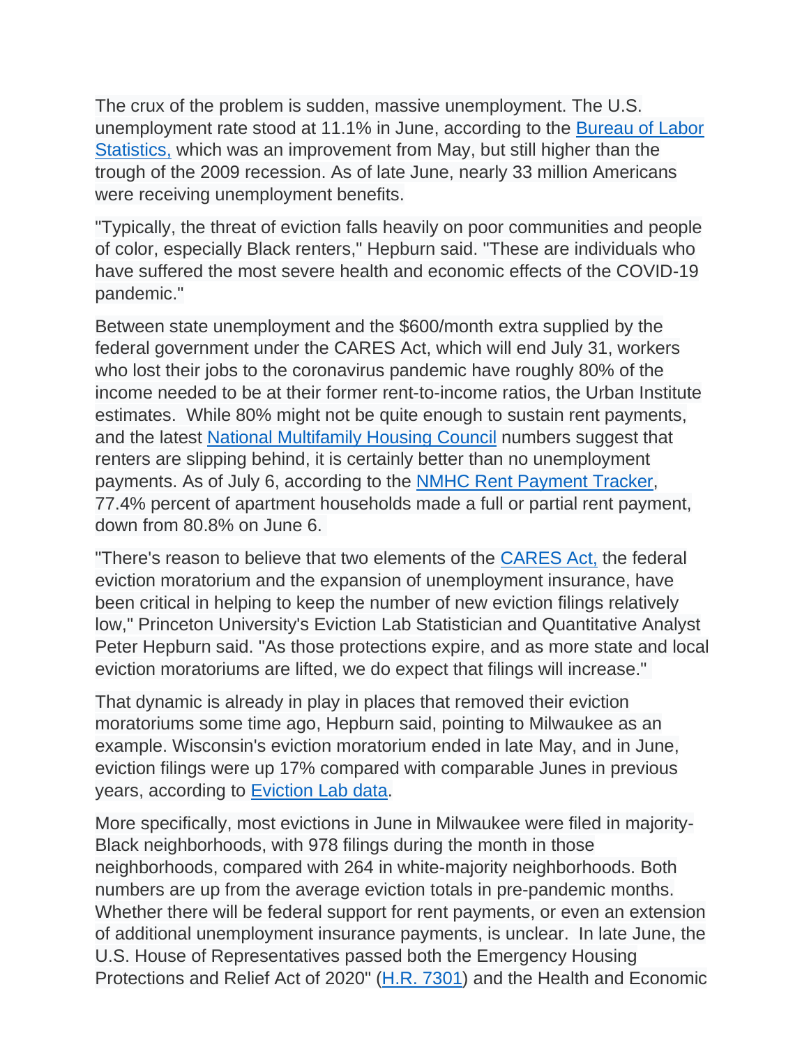The crux of the problem is sudden, massive unemployment. The U.S. unemployment rate stood at 11.1% in June, according to the [Bureau of Labor Statistics,](#) which was an improvement from May, but still higher than the trough of the 2009 recession. As of late June, nearly 33 million Americans were receiving unemployment benefits.

"Typically, the threat of eviction falls heavily on poor communities and people of color, especially Black renters," Hepburn said. "These are individuals who have suffered the most severe health and economic effects of the COVID-19 pandemic."

Between state unemployment and the $600/month extra supplied by the federal government under the CARES Act, which will end July 31, workers who lost their jobs to the coronavirus pandemic have roughly 80% of the income needed to be at their former rent-to-income ratios, the Urban Institute estimates. While 80% might not be quite enough to sustain rent payments, and the latest [National Multifamily Housing Council](#) numbers suggest that renters are slipping behind, it is certainly better than no unemployment payments. As of July 6, according to the [NMHC Rent Payment Tracker](#), 77.4% percent of apartment households made a full or partial rent payment, down from 80.8% on June 6.

"There's reason to believe that two elements of the [CARES Act,](#) the federal eviction moratorium and the expansion of unemployment insurance, have been critical in helping to keep the number of new eviction filings relatively low," Princeton University's Eviction Lab Statistician and Quantitative Analyst Peter Hepburn said. "As those protections expire, and as more state and local eviction moratoriums are lifted, we do expect that filings will increase."

That dynamic is already in play in places that removed their eviction moratoriums some time ago, Hepburn said, pointing to Milwaukee as an example. Wisconsin's eviction moratorium ended in late May, and in June, eviction filings were up 17% compared with comparable Junes in previous years, according to [Eviction Lab data](#).

More specifically, most evictions in June in Milwaukee were filed in majority-Black neighborhoods, with 978 filings during the month in those neighborhoods, compared with 264 in white-majority neighborhoods. Both numbers are up from the average eviction totals in pre-pandemic months. Whether there will be federal support for rent payments, or even an extension of additional unemployment insurance payments, is unclear. In late June, the U.S. House of Representatives passed both the Emergency Housing Protections and Relief Act of 2020" ([H.R. 7301](#)) and the Health and Economic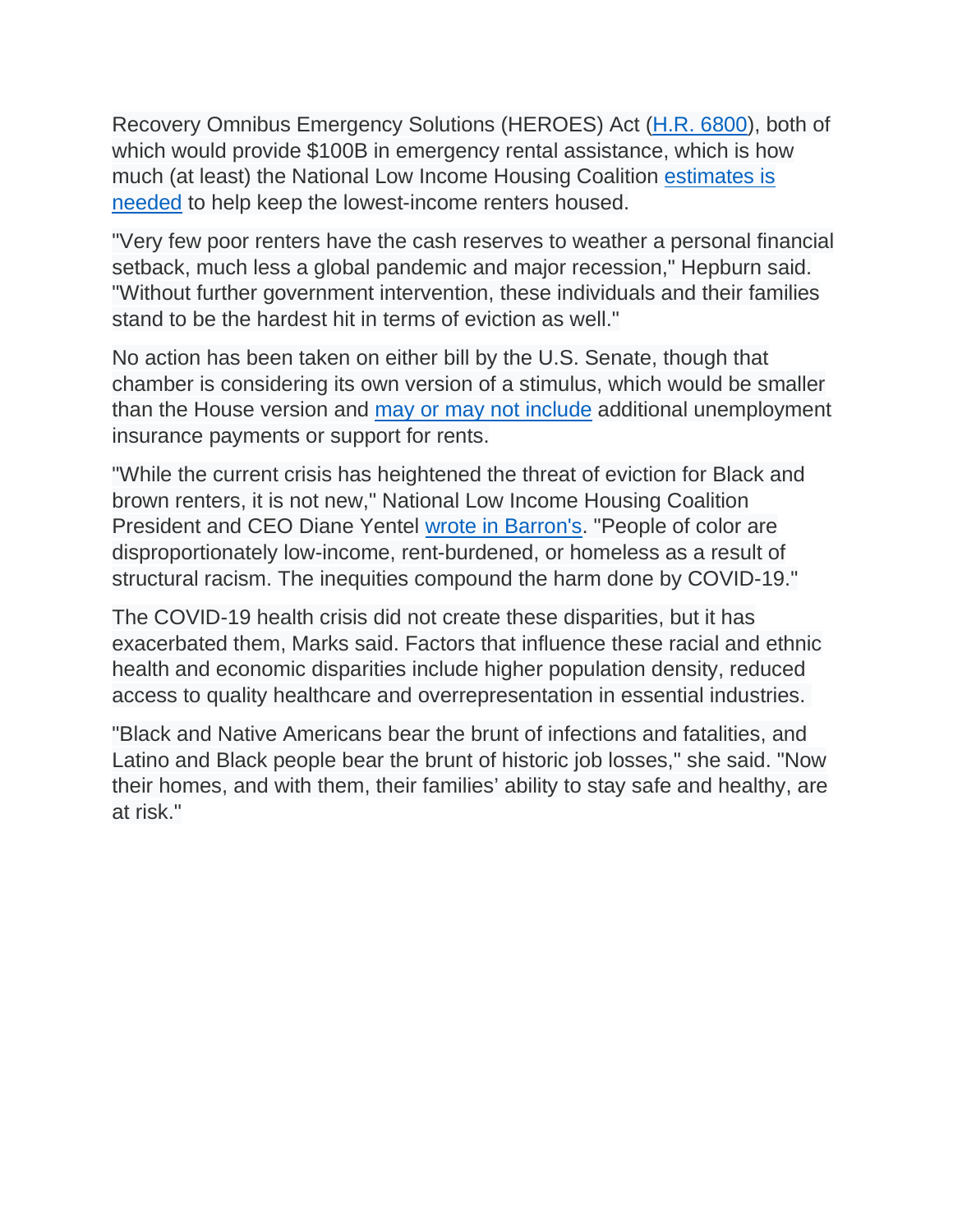Recovery Omnibus Emergency Solutions (HEROES) Act (H.R. 6800), both of which would provide $100B in emergency rental assistance, which is how much (at least) the National Low Income Housing Coalition estimates is needed to help keep the lowest-income renters housed.

"Very few poor renters have the cash reserves to weather a personal financial setback, much less a global pandemic and major recession," Hepburn said. "Without further government intervention, these individuals and their families stand to be the hardest hit in terms of eviction as well."

No action has been taken on either bill by the U.S. Senate, though that chamber is considering its own version of a stimulus, which would be smaller than the House version and may or may not include additional unemployment insurance payments or support for rents.

"While the current crisis has heightened the threat of eviction for Black and brown renters, it is not new," National Low Income Housing Coalition President and CEO Diane Yentel wrote in Barron's. "People of color are disproportionately low-income, rent-burdened, or homeless as a result of structural racism. The inequities compound the harm done by COVID-19."

The COVID-19 health crisis did not create these disparities, but it has exacerbated them, Marks said. Factors that influence these racial and ethnic health and economic disparities include higher population density, reduced access to quality healthcare and overrepresentation in essential industries.

"Black and Native Americans bear the brunt of infections and fatalities, and Latino and Black people bear the brunt of historic job losses," she said. "Now their homes, and with them, their families' ability to stay safe and healthy, are at risk."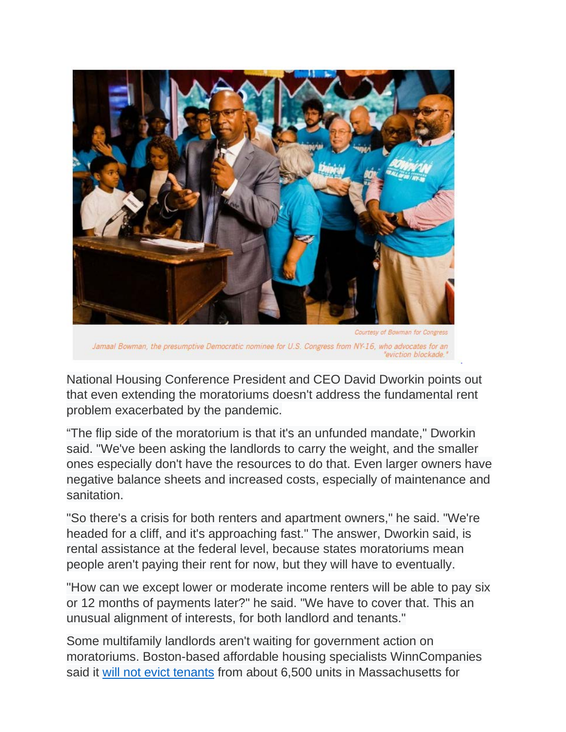Courtesy of Bowman for Congress

*Jamaal Bowman, the presumptive Democratic nominee for U.S. Congress from NY-16, who advocates for an "eviction blockade."*

National Housing Conference President and CEO David Dworkin points out that even extending the moratoriums doesn't address the fundamental rent problem exacerbated by the pandemic.

“The flip side of the moratorium is that it's an unfunded mandate," Dworkin said. "We've been asking the landlords to carry the weight, and the smaller ones especially don't have the resources to do that. Even larger owners have negative balance sheets and increased costs, especially of maintenance and sanitation.

"So there's a crisis for both renters and apartment owners," he said. "We're headed for a cliff, and it's approaching fast." The answer, Dworkin said, is rental assistance at the federal level, because states moratoriums mean people aren't paying their rent for now, but they will have to eventually.

"How can we except lower or moderate income renters will be able to pay six or 12 months of payments later?" he said. "We have to cover that. This an unusual alignment of interests, for both landlord and tenants."

Some multifamily landlords aren't waiting for government action on moratoriums. Boston-based affordable housing specialists WinnCompanies said it will not evict tenants from about 6,500 units in Massachusetts for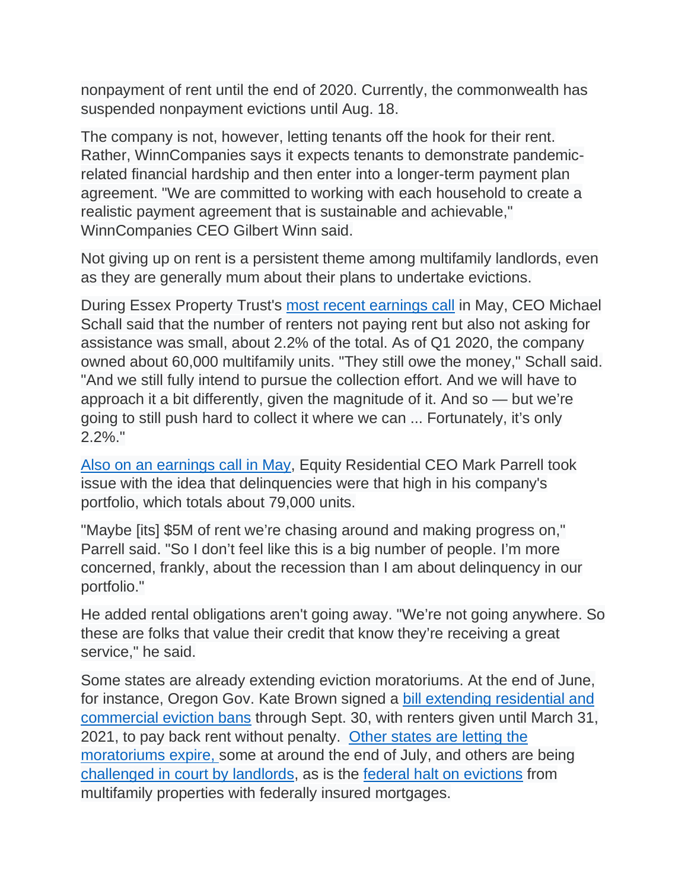nonpayment of rent until the end of 2020. Currently, the commonwealth has suspended nonpayment evictions until Aug. 18.

The company is not, however, letting tenants off the hook for their rent. Rather, WinnCompanies says it expects tenants to demonstrate pandemic-related financial hardship and then enter into a longer-term payment plan agreement. "We are committed to working with each household to create a realistic payment agreement that is sustainable and achievable," WinnCompanies CEO Gilbert Winn said.

Not giving up on rent is a persistent theme among multifamily landlords, even as they are generally mum about their plans to undertake evictions.

During Essex Property Trust's most recent earnings call in May, CEO Michael Schall said that the number of renters not paying rent but also not asking for assistance was small, about 2.2% of the total. As of Q1 2020, the company owned about 60,000 multifamily units. "They still owe the money," Schall said. "And we still fully intend to pursue the collection effort. And we will have to approach it a bit differently, given the magnitude of it. And so — but we're going to still push hard to collect it where we can ... Fortunately, it's only 2.2%."

Also on an earnings call in May, Equity Residential CEO Mark Parrell took issue with the idea that delinquencies were that high in his company's portfolio, which totals about 79,000 units.

"Maybe [its] $5M of rent we're chasing around and making progress on," Parrell said. "So I don't feel like this is a big number of people. I'm more concerned, frankly, about the recession than I am about delinquency in our portfolio."

He added rental obligations aren't going away. "We're not going anywhere. So these are folks that value their credit that know they're receiving a great service," he said.

Some states are already extending eviction moratoriums. At the end of June, for instance, Oregon Gov. Kate Brown signed a bill extending residential and commercial eviction bans through Sept. 30, with renters given until March 31, 2021, to pay back rent without penalty. Other states are letting the moratoriums expire, some at around the end of July, and others are being challenged in court by landlords, as is the federal halt on evictions from multifamily properties with federally insured mortgages.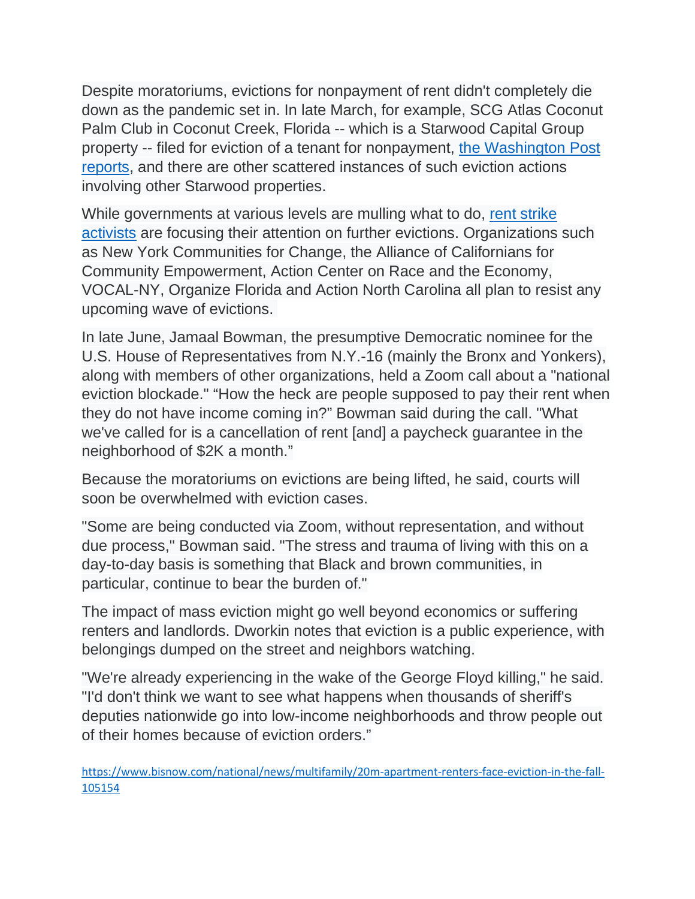Despite moratoriums, evictions for nonpayment of rent didn't completely die down as the pandemic set in. In late March, for example, SCG Atlas Coconut Palm Club in Coconut Creek, Florida -- which is a Starwood Capital Group property -- filed for eviction of a tenant for nonpayment, [the Washington Post reports], and there are other scattered instances of such eviction actions involving other Starwood properties.

While governments at various levels are mulling what to do, [rent strike activists] are focusing their attention on further evictions. Organizations such as New York Communities for Change, the Alliance of Californians for Community Empowerment, Action Center on Race and the Economy, VOCAL-NY, Organize Florida and Action North Carolina all plan to resist any upcoming wave of evictions.

In late June, Jamaal Bowman, the presumptive Democratic nominee for the U.S. House of Representatives from N.Y.-16 (mainly the Bronx and Yonkers), along with members of other organizations, held a Zoom call about a "national eviction blockade." "How the heck are people supposed to pay their rent when they do not have income coming in?" Bowman said during the call. "What we've called for is a cancellation of rent [and] a paycheck guarantee in the neighborhood of $2K a month."

Because the moratoriums on evictions are being lifted, he said, courts will soon be overwhelmed with eviction cases.

"Some are being conducted via Zoom, without representation, and without due process," Bowman said. "The stress and trauma of living with this on a day-to-day basis is something that Black and brown communities, in particular, continue to bear the burden of."

The impact of mass eviction might go well beyond economics or suffering renters and landlords. Dworkin notes that eviction is a public experience, with belongings dumped on the street and neighbors watching.

"We're already experiencing in the wake of the George Floyd killing," he said. "I'd don't think we want to see what happens when thousands of sheriff's deputies nationwide go into low-income neighborhoods and throw people out of their homes because of eviction orders."

https://www.bisnow.com/national/news/multifamily/20m-apartment-renters-face-eviction-in-the-fall-105154